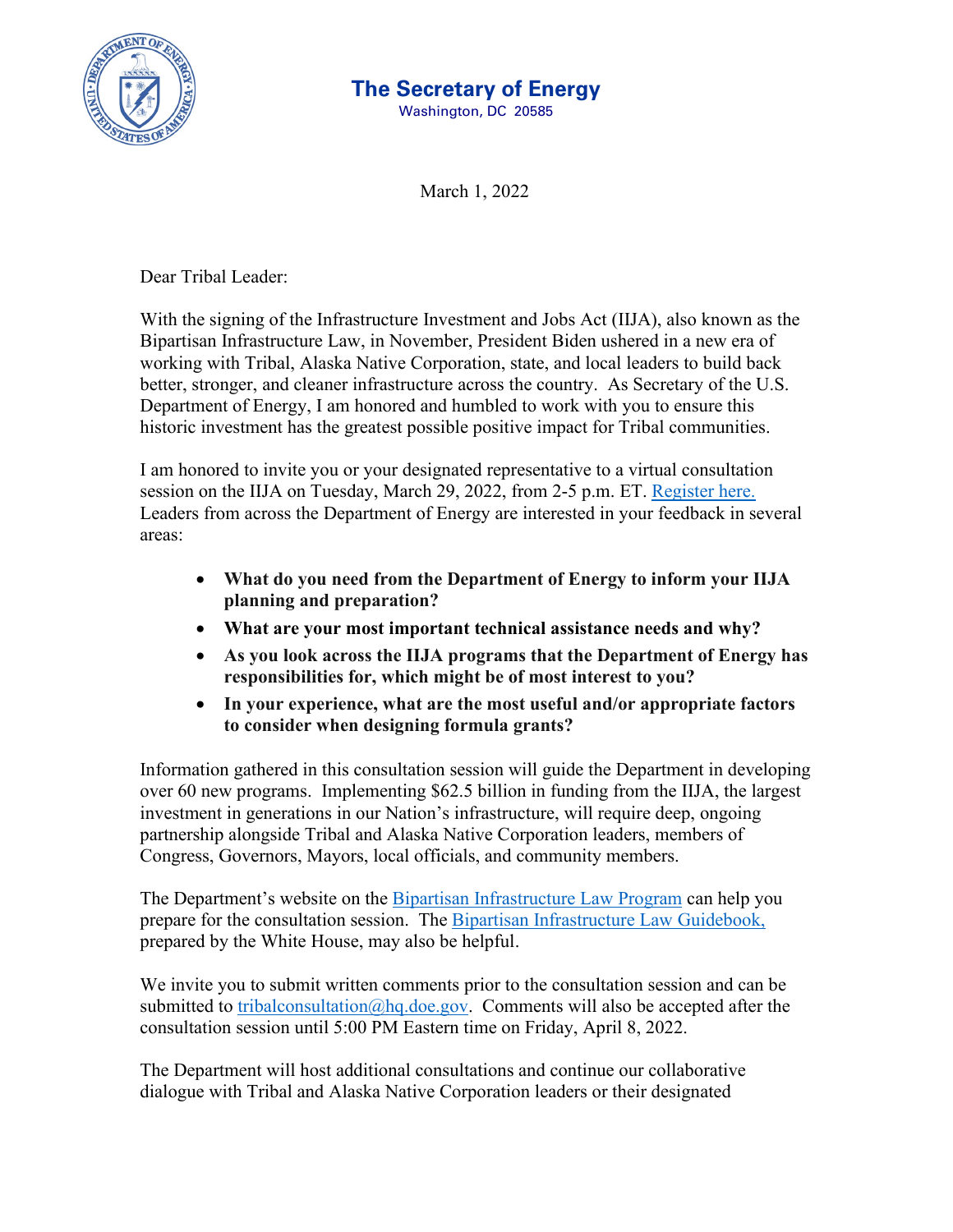**The Secretary of Energy**
Washington, DC 20585

March 1, 2022

Dear Tribal Leader:

With the signing of the Infrastructure Investment and Jobs Act (IIJA), also known as the Bipartisan Infrastructure Law, in November, President Biden ushered in a new era of working with Tribal, Alaska Native Corporation, state, and local leaders to build back better, stronger, and cleaner infrastructure across the country. As Secretary of the U.S. Department of Energy, I am honored and humbled to work with you to ensure this historic investment has the greatest possible positive impact for Tribal communities.

I am honored to invite you or your designated representative to a virtual consultation session on the IIJA on Tuesday, March 29, 2022, from 2-5 p.m. ET. Register here. Leaders from across the Department of Energy are interested in your feedback in several areas:

- **What do you need from the Department of Energy to inform your IIJA planning and preparation?**
- **What are your most important technical assistance needs and why?**
- **As you look across the IIJA programs that the Department of Energy has responsibilities for, which might be of most interest to you?**
- **In your experience, what are the most useful and/or appropriate factors to consider when designing formula grants?**

Information gathered in this consultation session will guide the Department in developing over 60 new programs. Implementing $62.5 billion in funding from the IIJA, the largest investment in generations in our Nation's infrastructure, will require deep, ongoing partnership alongside Tribal and Alaska Native Corporation leaders, members of Congress, Governors, Mayors, local officials, and community members.

The Department's website on the Bipartisan Infrastructure Law Program can help you prepare for the consultation session. The Bipartisan Infrastructure Law Guidebook, prepared by the White House, may also be helpful.

We invite you to submit written comments prior to the consultation session and can be submitted to tribalconsultation@hq.doe.gov. Comments will also be accepted after the consultation session until 5:00 PM Eastern time on Friday, April 8, 2022.

The Department will host additional consultations and continue our collaborative dialogue with Tribal and Alaska Native Corporation leaders or their designated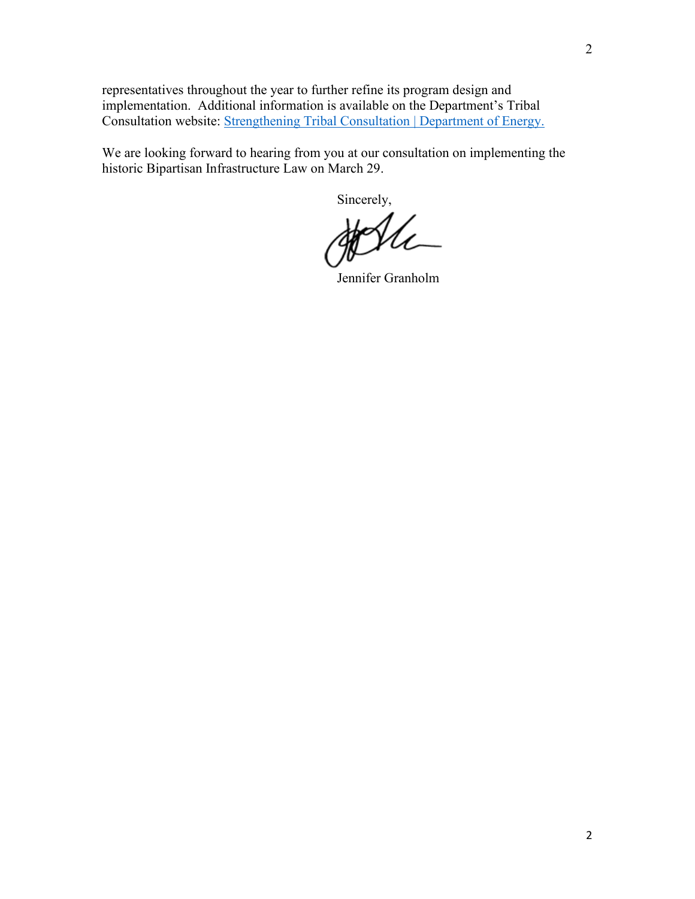representatives throughout the year to further refine its program design and implementation. Additional information is available on the Department's Tribal Consultation website: [Strengthening Tribal Consultation | Department of Energy.]()

We are looking forward to hearing from you at our consultation on implementing the historic Bipartisan Infrastructure Law on March 29.

Sincerely,

Jennifer Granholm